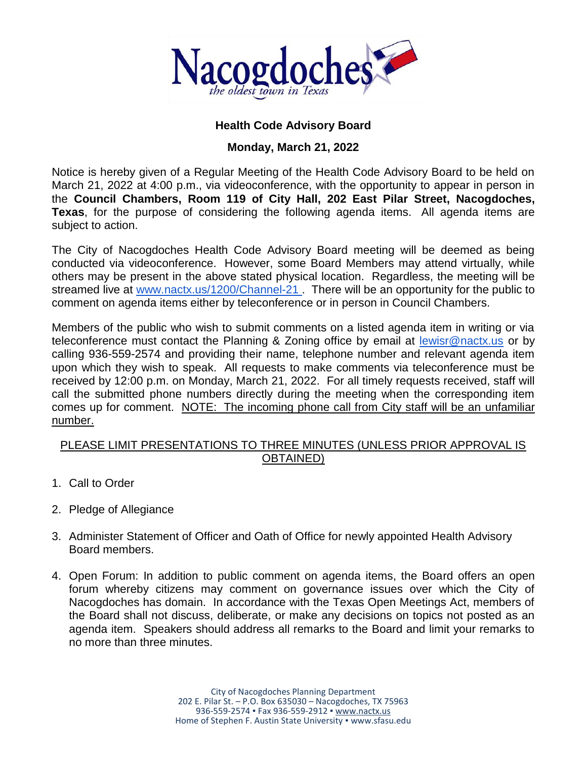Nacogdoches

*the oldest town in Texas*

## Health Code Advisory Board

### Monday, March 21, 2022

Notice is hereby given of a Regular Meeting of the Health Code Advisory Board to be held on March 21, 2022 at 4:00 p.m., via videoconference, with the opportunity to appear in person in the **Council Chambers, Room 119 of City Hall, 202 East Pilar Street, Nacogdoches, Texas**, for the purpose of considering the following agenda items. All agenda items are subject to action.

The City of Nacogdoches Health Code Advisory Board meeting will be deemed as being conducted via videoconference. However, some Board Members may attend virtually, while others may be present in the above stated physical location. Regardless, the meeting will be streamed live at www.nactx.us/1200/Channel-21 . There will be an opportunity for the public to comment on agenda items either by teleconference or in person in Council Chambers.

Members of the public who wish to submit comments on a listed agenda item in writing or via teleconference must contact the Planning & Zoning office by email at lewisr@nactx.us or by calling 936-559-2574 and providing their name, telephone number and relevant agenda item upon which they wish to speak. All requests to make comments via teleconference must be received by 12:00 p.m. on Monday, March 21, 2022. For all timely requests received, staff will call the submitted phone numbers directly during the meeting when the corresponding item comes up for comment. NOTE: The incoming phone call from City staff will be an unfamiliar number.

PLEASE LIMIT PRESENTATIONS TO THREE MINUTES (UNLESS PRIOR APPROVAL IS OBTAINED)

1. Call to Order
2. Pledge of Allegiance
3. Administer Statement of Officer and Oath of Office for newly appointed Health Advisory Board members.
4. Open Forum: In addition to public comment on agenda items, the Board offers an open forum whereby citizens may comment on governance issues over which the City of Nacogdoches has domain. In accordance with the Texas Open Meetings Act, members of the Board shall not discuss, deliberate, or make any decisions on topics not posted as an agenda item. Speakers should address all remarks to the Board and limit your remarks to no more than three minutes.

City of Nacogdoches Planning Department
202 E. Pilar St. – P.O. Box 635030 – Nacogdoches, TX 75963
936-559-2574 ▪ Fax 936-559-2912 ▪ www.nactx.us
Home of Stephen F. Austin State University ▪ www.sfasu.edu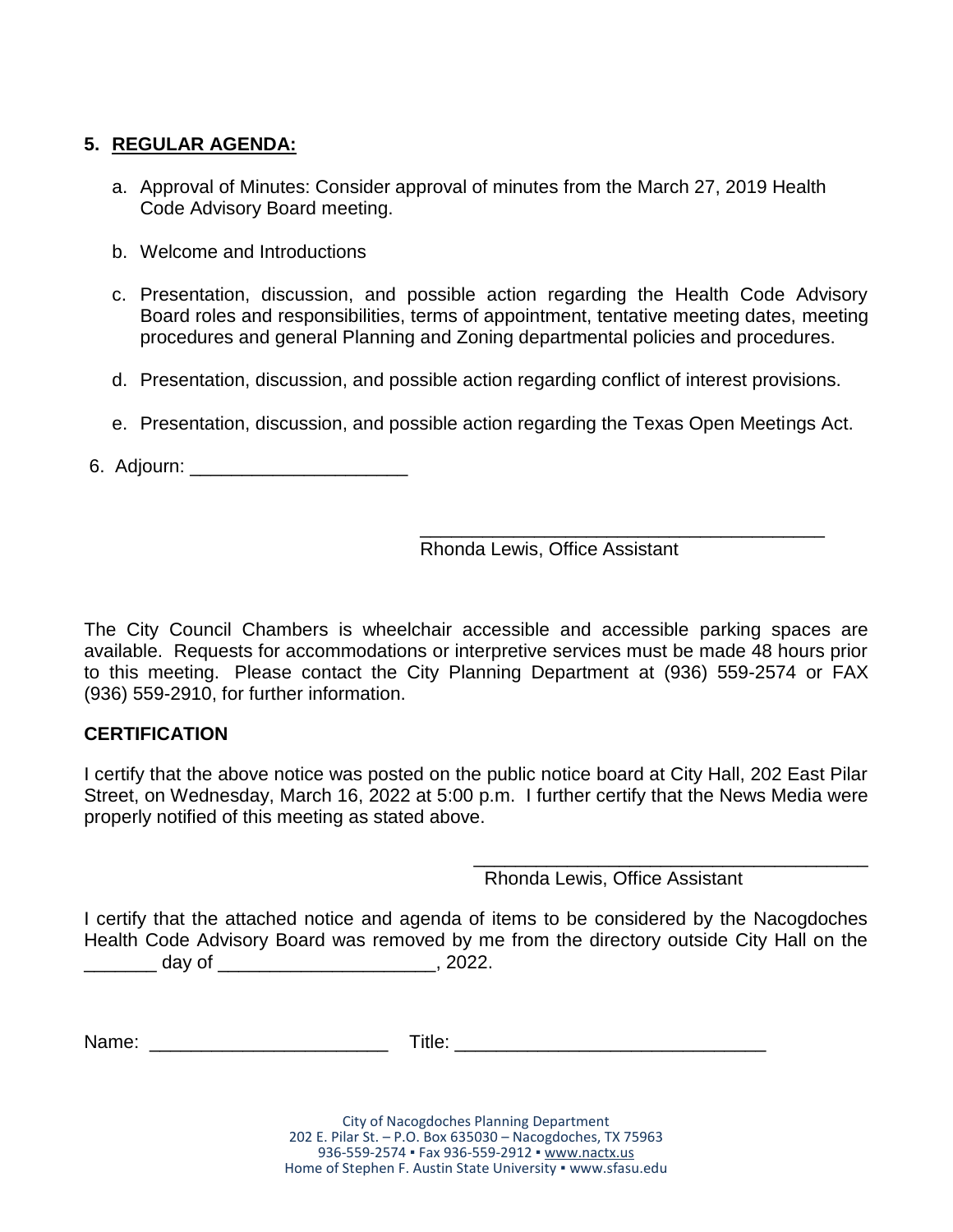5. **REGULAR AGENDA:**

   a. Approval of Minutes: Consider approval of minutes from the March 27, 2019 Health Code Advisory Board meeting.

   b. Welcome and Introductions

   c. Presentation, discussion, and possible action regarding the Health Code Advisory Board roles and responsibilities, terms of appointment, tentative meeting dates, meeting procedures and general Planning and Zoning departmental policies and procedures.

   d. Presentation, discussion, and possible action regarding conflict of interest provisions.

   e. Presentation, discussion, and possible action regarding the Texas Open Meetings Act.

6. Adjourn: _____________________

_______________________________________
Rhonda Lewis, Office Assistant

The City Council Chambers is wheelchair accessible and accessible parking spaces are available. Requests for accommodations or interpretive services must be made 48 hours prior to this meeting. Please contact the City Planning Department at (936) 559-2574 or FAX (936) 559-2910, for further information.

**CERTIFICATION**

I certify that the above notice was posted on the public notice board at City Hall, 202 East Pilar Street, on Wednesday, March 16, 2022 at 5:00 p.m. I further certify that the News Media were properly notified of this meeting as stated above.

_______________________________________
Rhonda Lewis, Office Assistant

I certify that the attached notice and agenda of items to be considered by the Nacogdoches Health Code Advisory Board was removed by me from the directory outside City Hall on the _______ day of _____________________, 2022.

Name: _______________________ Title: ______________________________

City of Nacogdoches Planning Department
202 E. Pilar St. – P.O. Box 635030 – Nacogdoches, TX 75963
936-559-2574 ▪ Fax 936-559-2912 ▪ www.nactx.us
Home of Stephen F. Austin State University ▪ www.sfasu.edu